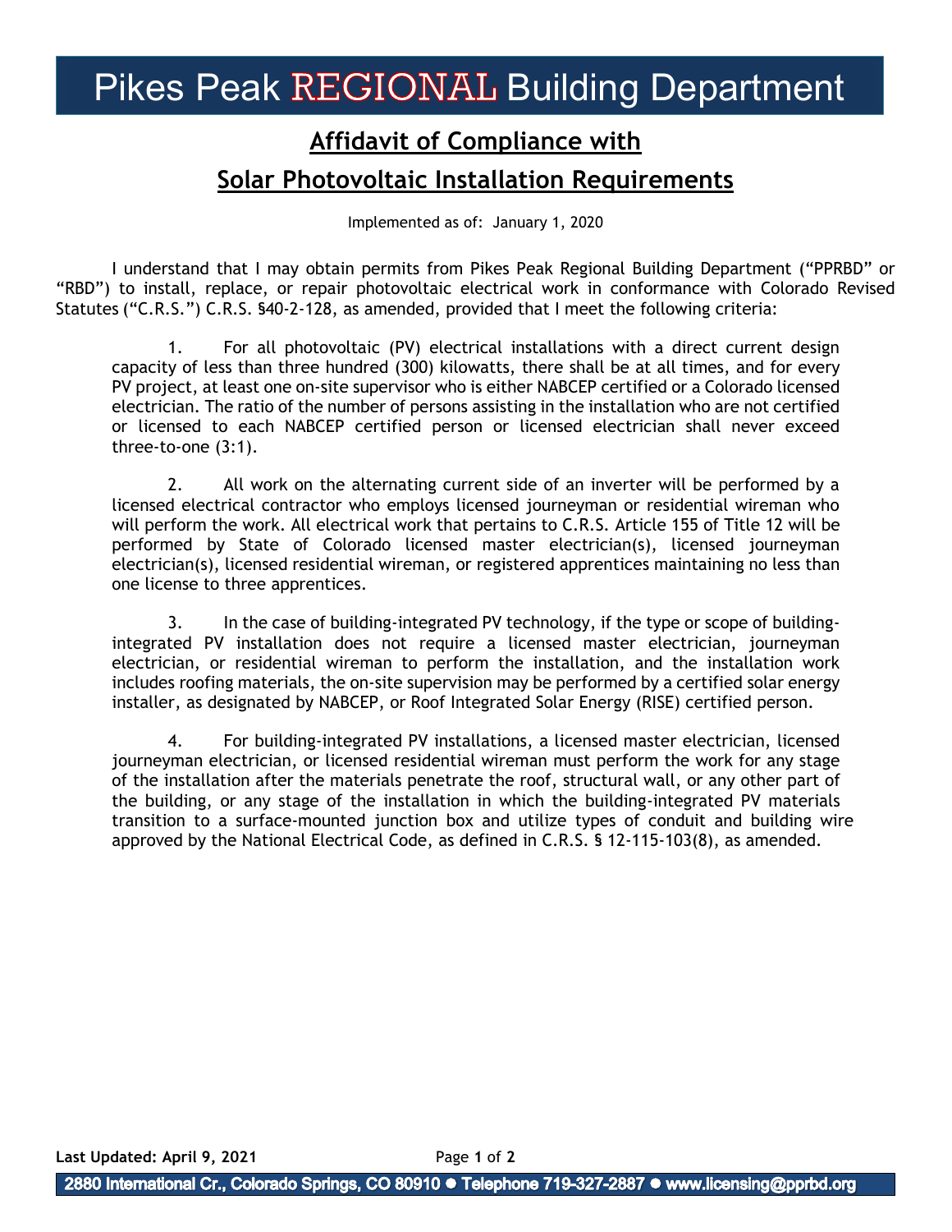# Pikes Peak REGIONAL Building Department

## Affidavit of Compliance with Solar Photovoltaic Installation Requirements

Implemented as of: January 1, 2020

I understand that I may obtain permits from Pikes Peak Regional Building Department ("PPRBD" or "RBD") to install, replace, or repair photovoltaic electrical work in conformance with Colorado Revised Statutes ("C.R.S.") C.R.S. §40-2-128, as amended, provided that I meet the following criteria:

1. For all photovoltaic (PV) electrical installations with a direct current design capacity of less than three hundred (300) kilowatts, there shall be at all times, and for every PV project, at least one on-site supervisor who is either NABCEP certified or a Colorado licensed electrician. The ratio of the number of persons assisting in the installation who are not certified or licensed to each NABCEP certified person or licensed electrician shall never exceed three-to-one (3:1).

2. All work on the alternating current side of an inverter will be performed by a licensed electrical contractor who employs licensed journeyman or residential wireman who will perform the work. All electrical work that pertains to C.R.S. Article 155 of Title 12 will be performed by State of Colorado licensed master electrician(s), licensed journeyman electrician(s), licensed residential wireman, or registered apprentices maintaining no less than one license to three apprentices.

3. In the case of building-integrated PV technology, if the type or scope of building-integrated PV installation does not require a licensed master electrician, journeyman electrician, or residential wireman to perform the installation, and the installation work includes roofing materials, the on-site supervision may be performed by a certified solar energy installer, as designated by NABCEP, or Roof Integrated Solar Energy (RISE) certified person.

4. For building-integrated PV installations, a licensed master electrician, licensed journeyman electrician, or licensed residential wireman must perform the work for any stage of the installation after the materials penetrate the roof, structural wall, or any other part of the building, or any stage of the installation in which the building-integrated PV materials transition to a surface-mounted junction box and utilize types of conduit and building wire approved by the National Electrical Code, as defined in C.R.S. § 12-115-103(8), as amended.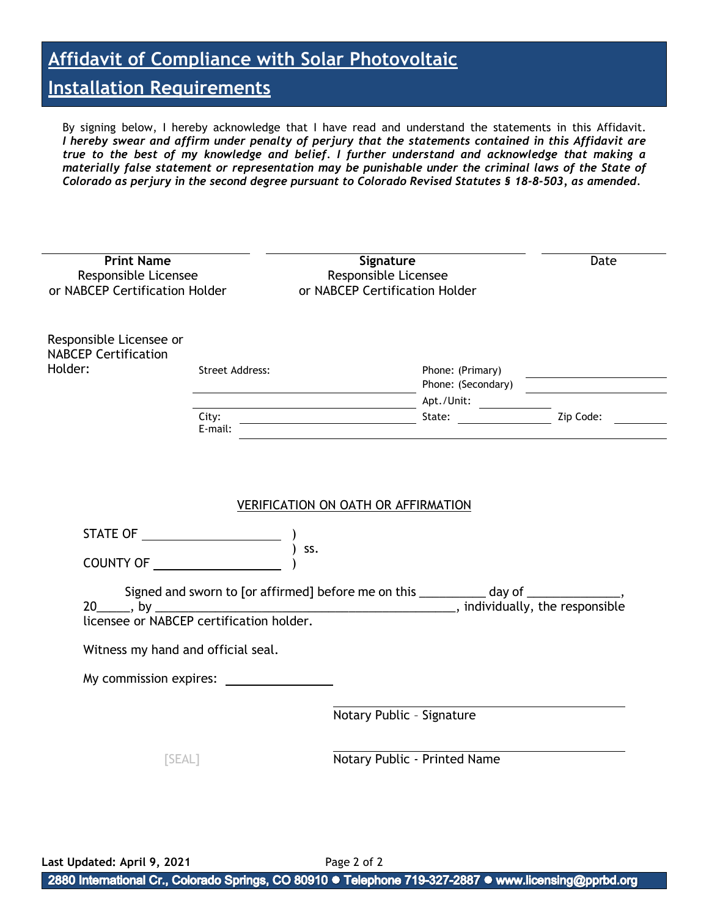# Affidavit of Compliance with Solar Photovoltaic Installation Requirements

By signing below, I hereby acknowledge that I have read and understand the statements in this Affidavit. ***I hereby swear and affirm under penalty of perjury that the statements contained in this Affidavit are true to the best of my knowledge and belief. I further understand and acknowledge that making a materially false statement or representation may be punishable under the criminal laws of the State of Colorado as perjury in the second degree pursuant to Colorado Revised Statutes § 18-8-503, as amended.***

| **Print Name** Responsible Licensee or NABCEP Certification Holder | **Signature** Responsible Licensee or NABCEP Certification Holder | Date |
|---|---|---|
| | | |

Responsible Licensee or NABCEP Certification Holder:

Street Address: ______________________________

______________________________

City: ______________________________

E-mail: ______________________________

Phone: (Primary) ______________________________

Phone: (Secondary) ______________________________

Apt./Unit: ______________

State: ______________ Zip Code: ______________

VERIFICATION ON OATH OR AFFIRMATION

STATE OF ____________________ )
) ss.
COUNTY OF ____________________ )

Signed and sworn to [or affirmed] before me on this __________ day of ______________, 20_____, by _______________________________________________, individually, the responsible licensee or NABCEP certification holder.

Witness my hand and official seal.

My commission expires: ________________

______________________________
Notary Public – Signature

[SEAL]

______________________________
Notary Public - Printed Name

**Last Updated: April 9, 2021**

2880 International Cr., Colorado Springs, CO 80910 ● Telephone 719-327-2887 ● www.licensing@pprbd.org